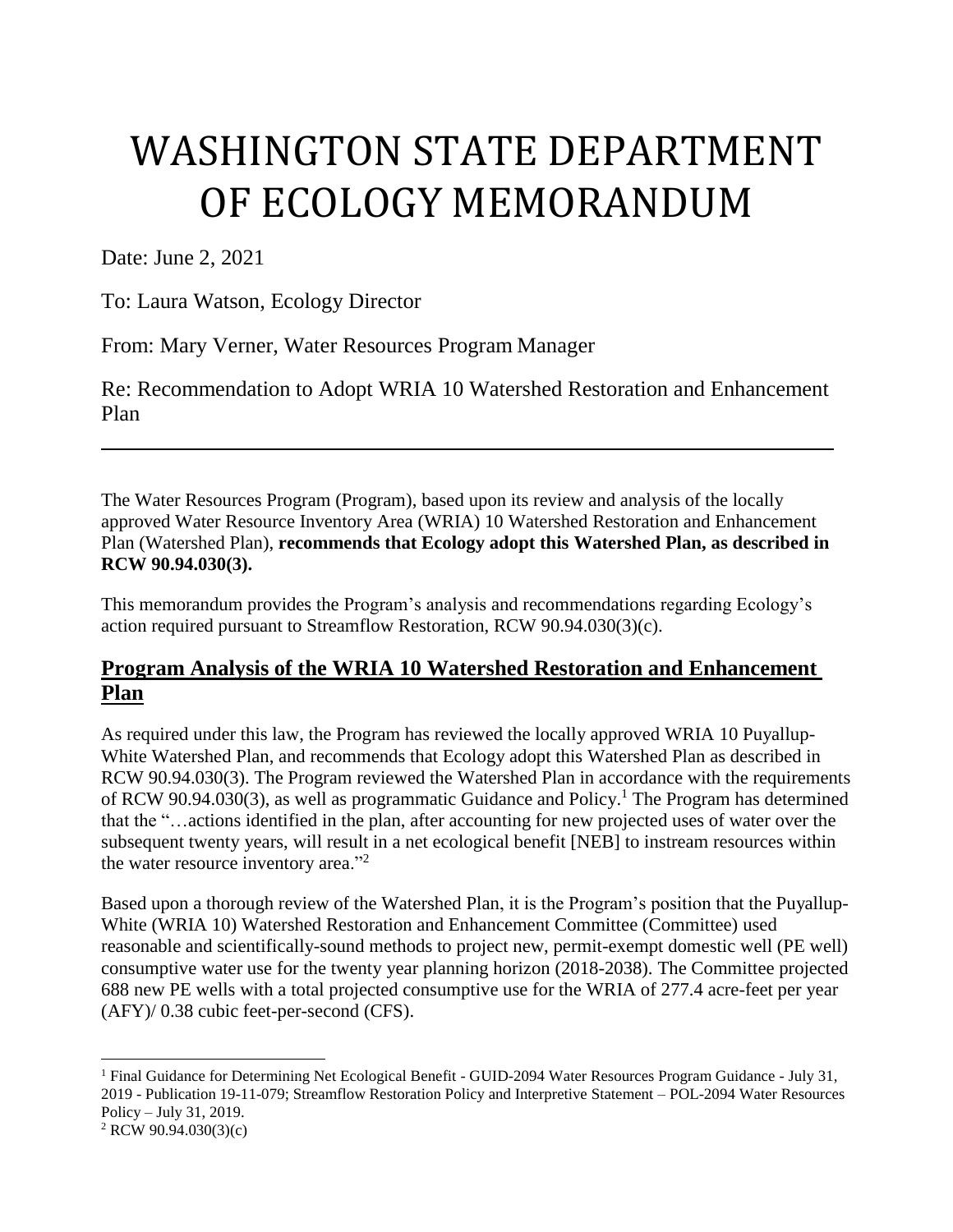# WASHINGTON STATE DEPARTMENT OF ECOLOGY MEMORANDUM

Date: June 2, 2021

To: Laura Watson, Ecology Director

From: Mary Verner, Water Resources Program Manager

Re: Recommendation to Adopt WRIA 10 Watershed Restoration and Enhancement Plan

---

The Water Resources Program (Program), based upon its review and analysis of the locally approved Water Resource Inventory Area (WRIA) 10 Watershed Restoration and Enhancement Plan (Watershed Plan), **recommends that Ecology adopt this Watershed Plan, as described in RCW 90.94.030(3).**

This memorandum provides the Program's analysis and recommendations regarding Ecology's action required pursuant to Streamflow Restoration, RCW 90.94.030(3)(c).

## Program Analysis of the WRIA 10 Watershed Restoration and Enhancement Plan

As required under this law, the Program has reviewed the locally approved WRIA 10 Puyallup-White Watershed Plan, and recommends that Ecology adopt this Watershed Plan as described in RCW 90.94.030(3). The Program reviewed the Watershed Plan in accordance with the requirements of RCW 90.94.030(3), as well as programmatic Guidance and Policy.[1] The Program has determined that the "…actions identified in the plan, after accounting for new projected uses of water over the subsequent twenty years, will result in a net ecological benefit [NEB] to instream resources within the water resource inventory area."[2]

Based upon a thorough review of the Watershed Plan, it is the Program's position that the Puyallup-White (WRIA 10) Watershed Restoration and Enhancement Committee (Committee) used reasonable and scientifically-sound methods to project new, permit-exempt domestic well (PE well) consumptive water use for the twenty year planning horizon (2018-2038). The Committee projected 688 new PE wells with a total projected consumptive use for the WRIA of 277.4 acre-feet per year (AFY)/ 0.38 cubic feet-per-second (CFS).

---

[1] Final Guidance for Determining Net Ecological Benefit - GUID-2094 Water Resources Program Guidance - July 31, 2019 - Publication 19-11-079; Streamflow Restoration Policy and Interpretive Statement – POL-2094 Water Resources Policy – July 31, 2019.

[2] RCW 90.94.030(3)(c)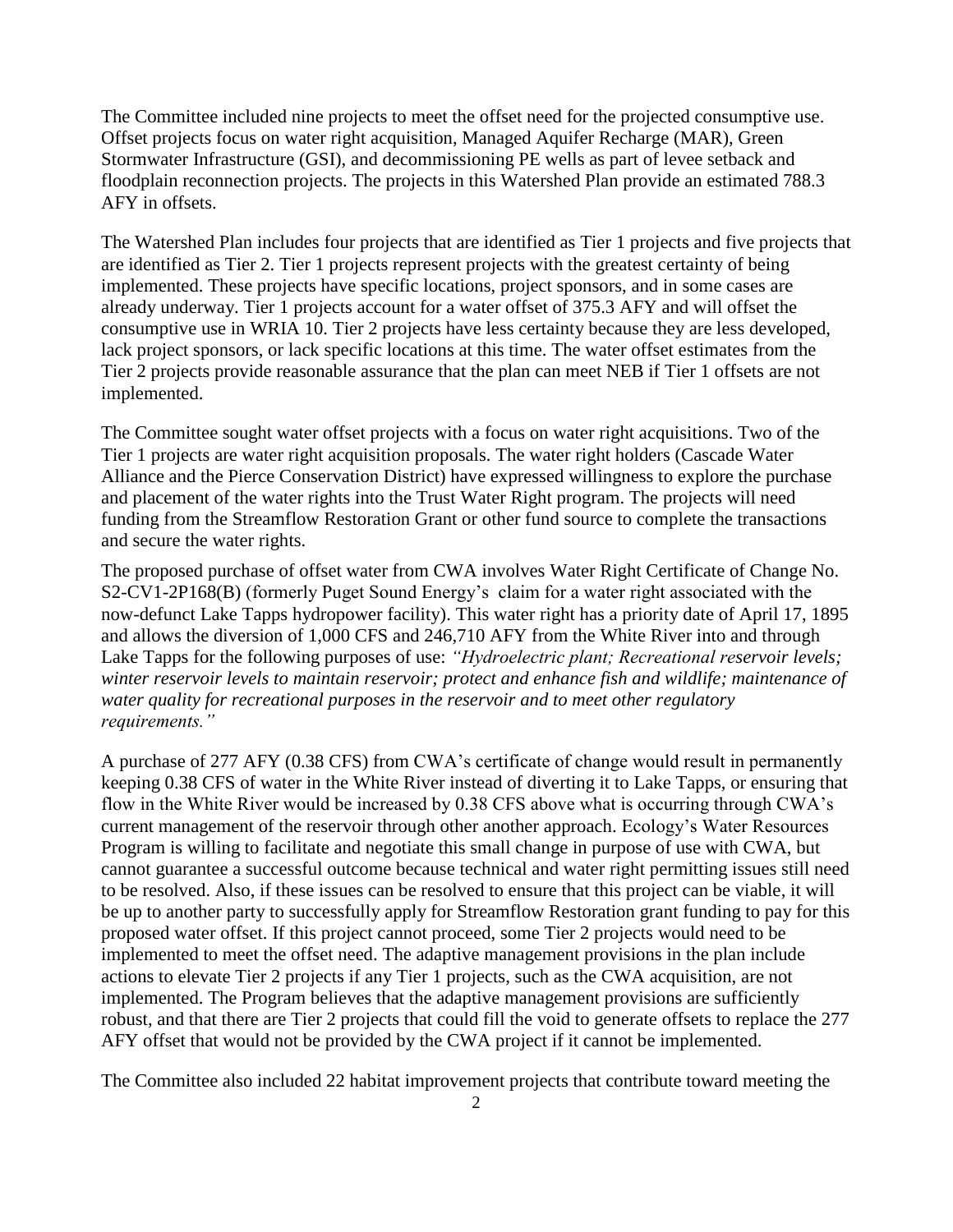The Committee included nine projects to meet the offset need for the projected consumptive use. Offset projects focus on water right acquisition, Managed Aquifer Recharge (MAR), Green Stormwater Infrastructure (GSI), and decommissioning PE wells as part of levee setback and floodplain reconnection projects. The projects in this Watershed Plan provide an estimated 788.3 AFY in offsets.

The Watershed Plan includes four projects that are identified as Tier 1 projects and five projects that are identified as Tier 2. Tier 1 projects represent projects with the greatest certainty of being implemented. These projects have specific locations, project sponsors, and in some cases are already underway. Tier 1 projects account for a water offset of 375.3 AFY and will offset the consumptive use in WRIA 10. Tier 2 projects have less certainty because they are less developed, lack project sponsors, or lack specific locations at this time. The water offset estimates from the Tier 2 projects provide reasonable assurance that the plan can meet NEB if Tier 1 offsets are not implemented.

The Committee sought water offset projects with a focus on water right acquisitions. Two of the Tier 1 projects are water right acquisition proposals. The water right holders (Cascade Water Alliance and the Pierce Conservation District) have expressed willingness to explore the purchase and placement of the water rights into the Trust Water Right program. The projects will need funding from the Streamflow Restoration Grant or other fund source to complete the transactions and secure the water rights.

The proposed purchase of offset water from CWA involves Water Right Certificate of Change No. S2-CV1-2P168(B) (formerly Puget Sound Energy's claim for a water right associated with the now-defunct Lake Tapps hydropower facility). This water right has a priority date of April 17, 1895 and allows the diversion of 1,000 CFS and 246,710 AFY from the White River into and through Lake Tapps for the following purposes of use: *"Hydroelectric plant; Recreational reservoir levels; winter reservoir levels to maintain reservoir; protect and enhance fish and wildlife; maintenance of water quality for recreational purposes in the reservoir and to meet other regulatory requirements."*

A purchase of 277 AFY (0.38 CFS) from CWA's certificate of change would result in permanently keeping 0.38 CFS of water in the White River instead of diverting it to Lake Tapps, or ensuring that flow in the White River would be increased by 0.38 CFS above what is occurring through CWA's current management of the reservoir through other another approach. Ecology's Water Resources Program is willing to facilitate and negotiate this small change in purpose of use with CWA, but cannot guarantee a successful outcome because technical and water right permitting issues still need to be resolved. Also, if these issues can be resolved to ensure that this project can be viable, it will be up to another party to successfully apply for Streamflow Restoration grant funding to pay for this proposed water offset. If this project cannot proceed, some Tier 2 projects would need to be implemented to meet the offset need. The adaptive management provisions in the plan include actions to elevate Tier 2 projects if any Tier 1 projects, such as the CWA acquisition, are not implemented. The Program believes that the adaptive management provisions are sufficiently robust, and that there are Tier 2 projects that could fill the void to generate offsets to replace the 277 AFY offset that would not be provided by the CWA project if it cannot be implemented.

The Committee also included 22 habitat improvement projects that contribute toward meeting the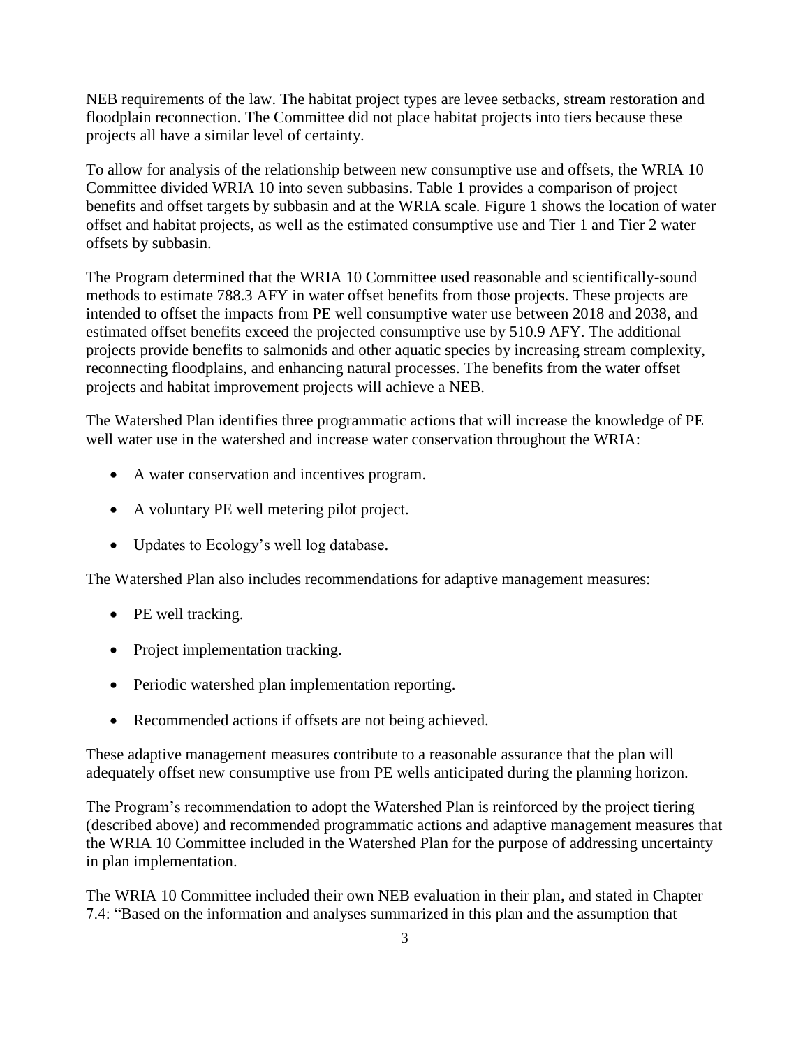NEB requirements of the law. The habitat project types are levee setbacks, stream restoration and floodplain reconnection. The Committee did not place habitat projects into tiers because these projects all have a similar level of certainty.

To allow for analysis of the relationship between new consumptive use and offsets, the WRIA 10 Committee divided WRIA 10 into seven subbasins. Table 1 provides a comparison of project benefits and offset targets by subbasin and at the WRIA scale. Figure 1 shows the location of water offset and habitat projects, as well as the estimated consumptive use and Tier 1 and Tier 2 water offsets by subbasin.

The Program determined that the WRIA 10 Committee used reasonable and scientifically-sound methods to estimate 788.3 AFY in water offset benefits from those projects. These projects are intended to offset the impacts from PE well consumptive water use between 2018 and 2038, and estimated offset benefits exceed the projected consumptive use by 510.9 AFY. The additional projects provide benefits to salmonids and other aquatic species by increasing stream complexity, reconnecting floodplains, and enhancing natural processes. The benefits from the water offset projects and habitat improvement projects will achieve a NEB.

The Watershed Plan identifies three programmatic actions that will increase the knowledge of PE well water use in the watershed and increase water conservation throughout the WRIA:

- A water conservation and incentives program.
- A voluntary PE well metering pilot project.
- Updates to Ecology's well log database.

The Watershed Plan also includes recommendations for adaptive management measures:

- PE well tracking.
- Project implementation tracking.
- Periodic watershed plan implementation reporting.
- Recommended actions if offsets are not being achieved.

These adaptive management measures contribute to a reasonable assurance that the plan will adequately offset new consumptive use from PE wells anticipated during the planning horizon.

The Program's recommendation to adopt the Watershed Plan is reinforced by the project tiering (described above) and recommended programmatic actions and adaptive management measures that the WRIA 10 Committee included in the Watershed Plan for the purpose of addressing uncertainty in plan implementation.

The WRIA 10 Committee included their own NEB evaluation in their plan, and stated in Chapter 7.4: "Based on the information and analyses summarized in this plan and the assumption that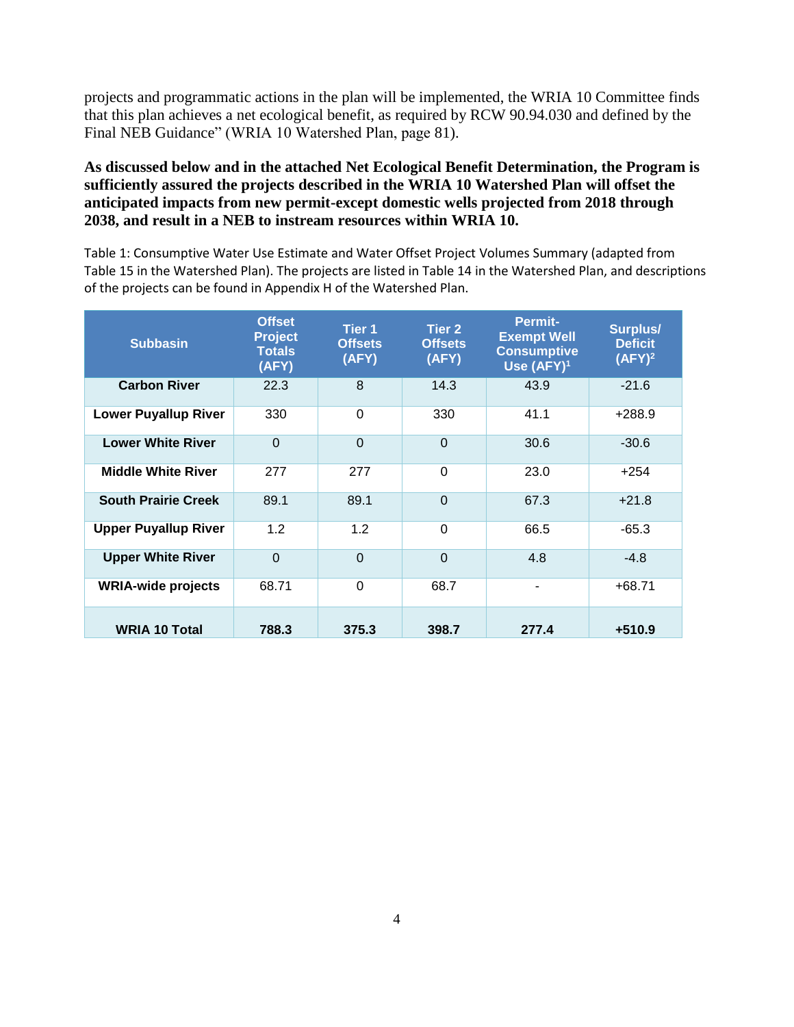projects and programmatic actions in the plan will be implemented, the WRIA 10 Committee finds that this plan achieves a net ecological benefit, as required by RCW 90.94.030 and defined by the Final NEB Guidance" (WRIA 10 Watershed Plan, page 81).

**As discussed below and in the attached Net Ecological Benefit Determination, the Program is sufficiently assured the projects described in the WRIA 10 Watershed Plan will offset the anticipated impacts from new permit-except domestic wells projected from 2018 through 2038, and result in a NEB to instream resources within WRIA 10.**

Table 1: Consumptive Water Use Estimate and Water Offset Project Volumes Summary (adapted from Table 15 in the Watershed Plan). The projects are listed in Table 14 in the Watershed Plan, and descriptions of the projects can be found in Appendix H of the Watershed Plan.

| Subbasin | Offset Project Totals (AFY) | Tier 1 Offsets (AFY) | Tier 2 Offsets (AFY) | Permit-Exempt Well Consumptive Use (AFY)[1] | Surplus/ Deficit (AFY)[2] |
|---|---|---|---|---|---|
| **Carbon River** | 22.3 | 8 | 14.3 | 43.9 | -21.6 |
| **Lower Puyallup River** | 330 | 0 | 330 | 41.1 | +288.9 |
| **Lower White River** | 0 | 0 | 0 | 30.6 | -30.6 |
| **Middle White River** | 277 | 277 | 0 | 23.0 | +254 |
| **South Prairie Creek** | 89.1 | 89.1 | 0 | 67.3 | +21.8 |
| **Upper Puyallup River** | 1.2 | 1.2 | 0 | 66.5 | -65.3 |
| **Upper White River** | 0 | 0 | 0 | 4.8 | -4.8 |
| **WRIA-wide projects** | 68.71 | 0 | 68.7 | - | +68.71 |
| **WRIA 10 Total** | **788.3** | **375.3** | **398.7** | **277.4** | **+510.9** |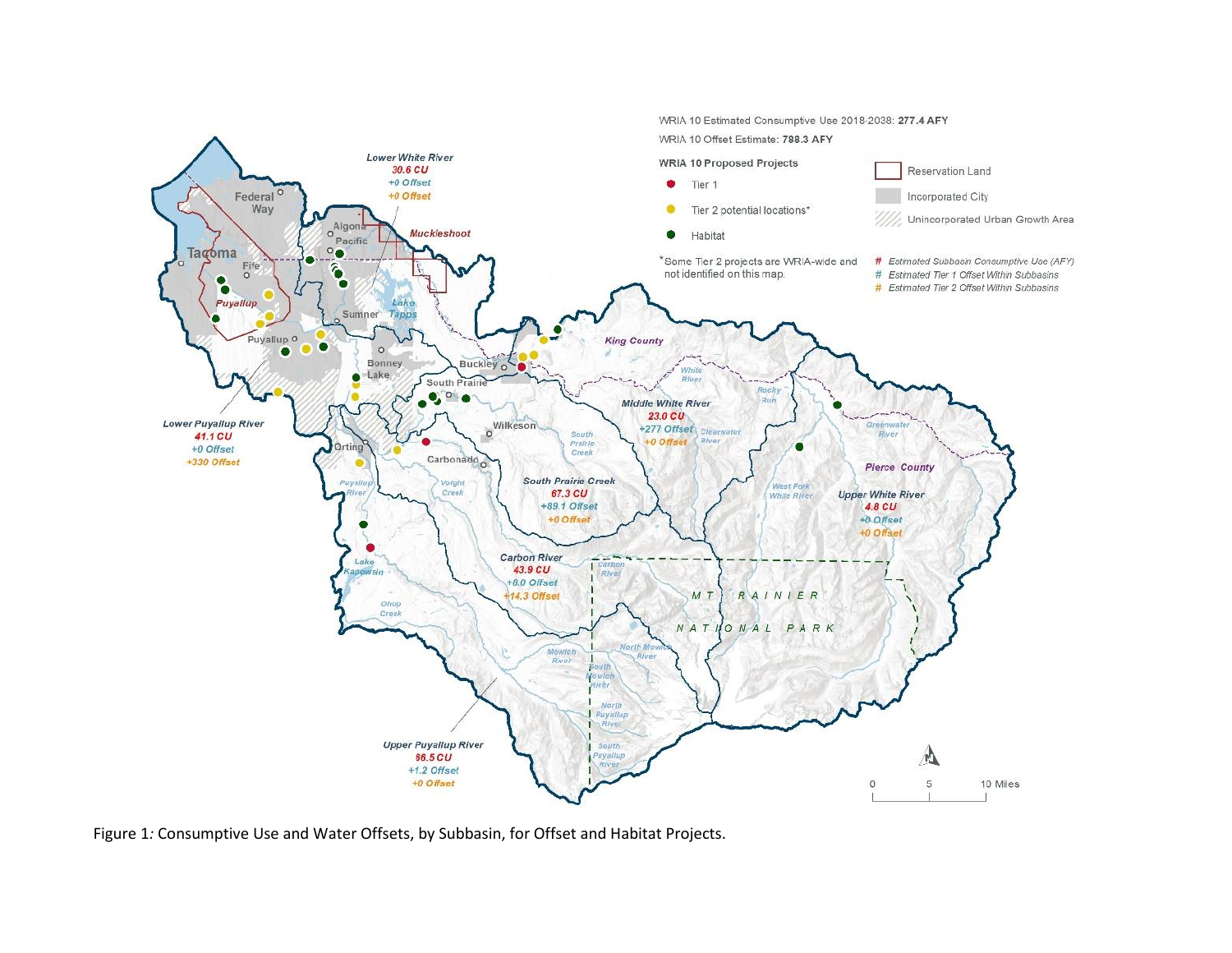WRIA 10 Estimated Consumptive Use 2018-2038: **277.4 AFY**

WRIA 10 Offset Estimate: **788.3 AFY**

**WRIA 10 Proposed Projects**

- Tier 1
- Tier 2 potential locations*
- Habitat

*Some Tier 2 projects are WRIA-wide and not identified on this map.

- Reservation Land
- Incorporated City
- Unincorporated Urban Growth Area

*# Estimated Subbasin Consumptive Use (AFY)*
*# Estimated Tier 1 Offset Within Subbasins*
*# Estimated Tier 2 Offset Within Subbasins*

| Subbasin | Consumptive Use | Tier 1 Offset | Tier 2 Offset |
|---|---|---|---|
| Lower White River | 30.6 CU | +0 Offset | +0 Offset |
| Lower Puyallup River | 41.1 CU | +0 Offset | +330 Offset |
| Middle White River | 23.0 CU | +277 Offset | +0 Offset |
| South Prairie Creek | 67.3 CU | +89.1 Offset | +0 Offset |
| Upper White River | 4.8 CU | +0 Offset | +0 Offset |
| Carbon River | 43.9 CU | +8.0 Offset | +14.3 Offset |
| Upper Puyallup River | 66.5 CU | +1.2 Offset | +0 Offset |

Figure 1: Consumptive Use and Water Offsets, by Subbasin, for Offset and Habitat Projects.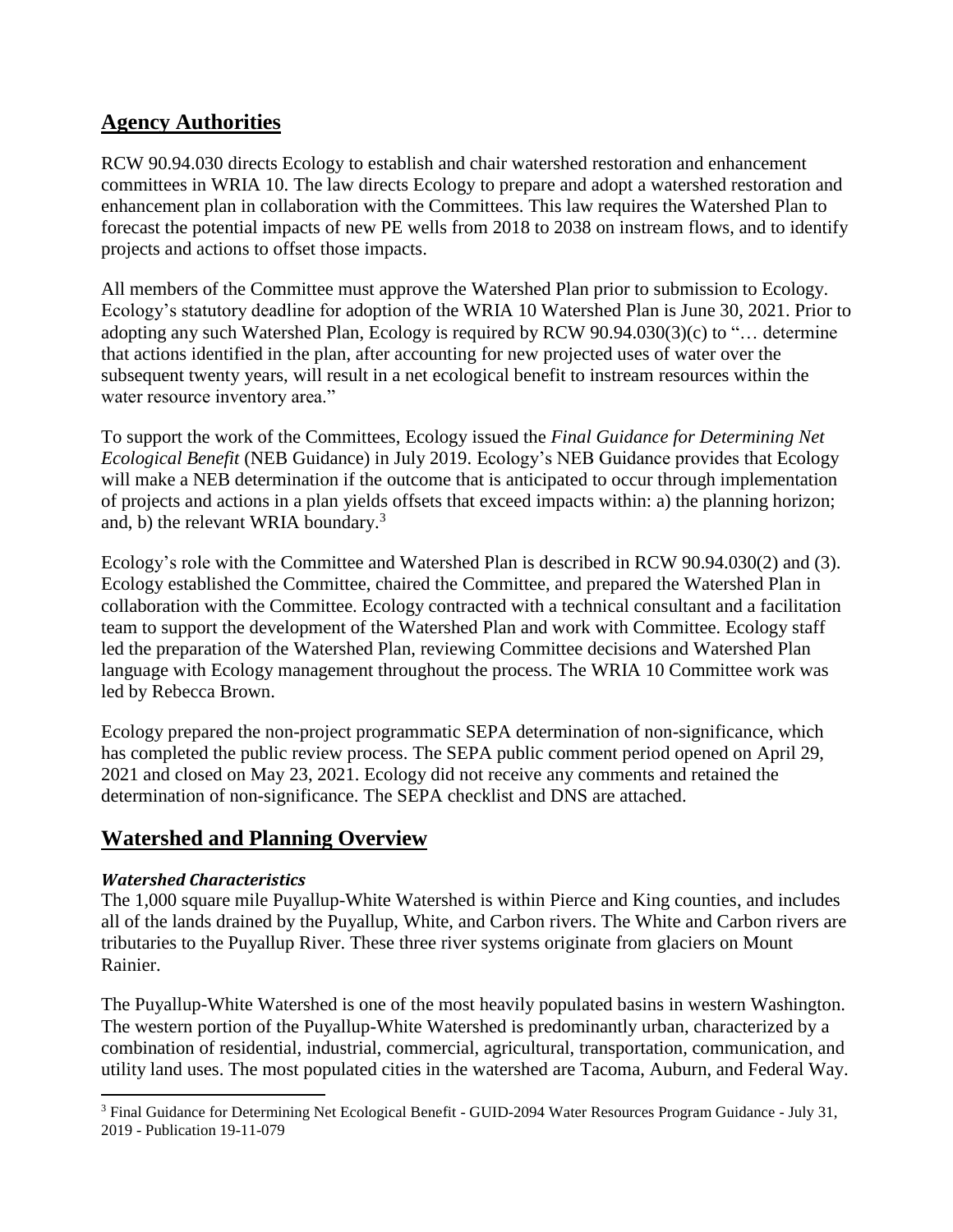## Agency Authorities

RCW 90.94.030 directs Ecology to establish and chair watershed restoration and enhancement committees in WRIA 10. The law directs Ecology to prepare and adopt a watershed restoration and enhancement plan in collaboration with the Committees. This law requires the Watershed Plan to forecast the potential impacts of new PE wells from 2018 to 2038 on instream flows, and to identify projects and actions to offset those impacts.

All members of the Committee must approve the Watershed Plan prior to submission to Ecology. Ecology's statutory deadline for adoption of the WRIA 10 Watershed Plan is June 30, 2021. Prior to adopting any such Watershed Plan, Ecology is required by RCW 90.94.030(3)(c) to "… determine that actions identified in the plan, after accounting for new projected uses of water over the subsequent twenty years, will result in a net ecological benefit to instream resources within the water resource inventory area."

To support the work of the Committees, Ecology issued the *Final Guidance for Determining Net Ecological Benefit* (NEB Guidance) in July 2019. Ecology's NEB Guidance provides that Ecology will make a NEB determination if the outcome that is anticipated to occur through implementation of projects and actions in a plan yields offsets that exceed impacts within: a) the planning horizon; and, b) the relevant WRIA boundary.[3]

Ecology's role with the Committee and Watershed Plan is described in RCW 90.94.030(2) and (3). Ecology established the Committee, chaired the Committee, and prepared the Watershed Plan in collaboration with the Committee. Ecology contracted with a technical consultant and a facilitation team to support the development of the Watershed Plan and work with Committee. Ecology staff led the preparation of the Watershed Plan, reviewing Committee decisions and Watershed Plan language with Ecology management throughout the process. The WRIA 10 Committee work was led by Rebecca Brown.

Ecology prepared the non-project programmatic SEPA determination of non-significance, which has completed the public review process. The SEPA public comment period opened on April 29, 2021 and closed on May 23, 2021. Ecology did not receive any comments and retained the determination of non-significance. The SEPA checklist and DNS are attached.

## Watershed and Planning Overview

### *Watershed Characteristics*

The 1,000 square mile Puyallup-White Watershed is within Pierce and King counties, and includes all of the lands drained by the Puyallup, White, and Carbon rivers. The White and Carbon rivers are tributaries to the Puyallup River. These three river systems originate from glaciers on Mount Rainier.

The Puyallup-White Watershed is one of the most heavily populated basins in western Washington. The western portion of the Puyallup-White Watershed is predominantly urban, characterized by a combination of residential, industrial, commercial, agricultural, transportation, communication, and utility land uses. The most populated cities in the watershed are Tacoma, Auburn, and Federal Way.

[3] Final Guidance for Determining Net Ecological Benefit - GUID-2094 Water Resources Program Guidance - July 31, 2019 - Publication 19-11-079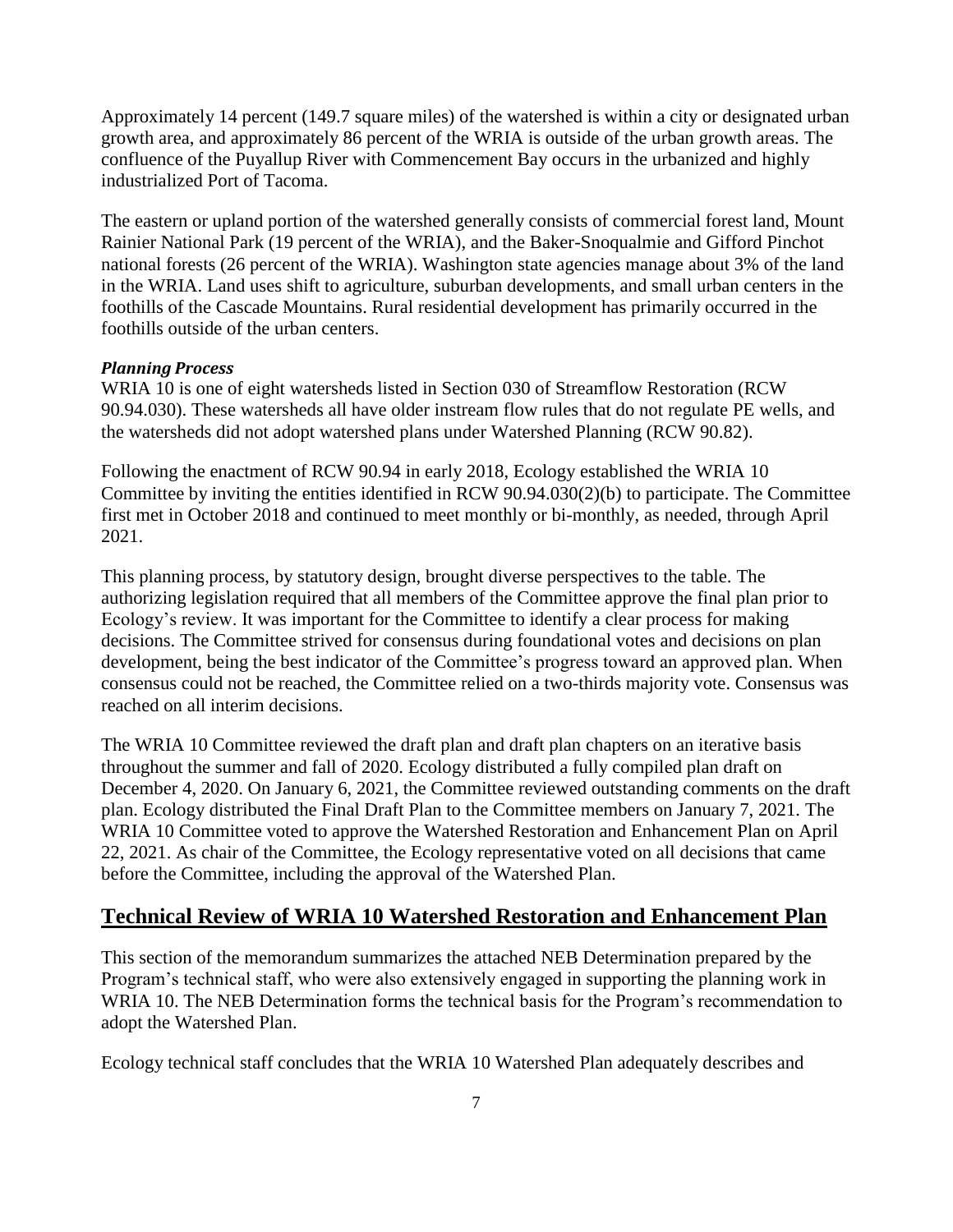Approximately 14 percent (149.7 square miles) of the watershed is within a city or designated urban growth area, and approximately 86 percent of the WRIA is outside of the urban growth areas. The confluence of the Puyallup River with Commencement Bay occurs in the urbanized and highly industrialized Port of Tacoma.

The eastern or upland portion of the watershed generally consists of commercial forest land, Mount Rainier National Park (19 percent of the WRIA), and the Baker-Snoqualmie and Gifford Pinchot national forests (26 percent of the WRIA). Washington state agencies manage about 3% of the land in the WRIA. Land uses shift to agriculture, suburban developments, and small urban centers in the foothills of the Cascade Mountains. Rural residential development has primarily occurred in the foothills outside of the urban centers.

***Planning Process***

WRIA 10 is one of eight watersheds listed in Section 030 of Streamflow Restoration (RCW 90.94.030). These watersheds all have older instream flow rules that do not regulate PE wells, and the watersheds did not adopt watershed plans under Watershed Planning (RCW 90.82).

Following the enactment of RCW 90.94 in early 2018, Ecology established the WRIA 10 Committee by inviting the entities identified in RCW 90.94.030(2)(b) to participate. The Committee first met in October 2018 and continued to meet monthly or bi-monthly, as needed, through April 2021.

This planning process, by statutory design, brought diverse perspectives to the table. The authorizing legislation required that all members of the Committee approve the final plan prior to Ecology's review. It was important for the Committee to identify a clear process for making decisions. The Committee strived for consensus during foundational votes and decisions on plan development, being the best indicator of the Committee's progress toward an approved plan. When consensus could not be reached, the Committee relied on a two-thirds majority vote. Consensus was reached on all interim decisions.

The WRIA 10 Committee reviewed the draft plan and draft plan chapters on an iterative basis throughout the summer and fall of 2020. Ecology distributed a fully compiled plan draft on December 4, 2020. On January 6, 2021, the Committee reviewed outstanding comments on the draft plan. Ecology distributed the Final Draft Plan to the Committee members on January 7, 2021. The WRIA 10 Committee voted to approve the Watershed Restoration and Enhancement Plan on April 22, 2021. As chair of the Committee, the Ecology representative voted on all decisions that came before the Committee, including the approval of the Watershed Plan.

## Technical Review of WRIA 10 Watershed Restoration and Enhancement Plan

This section of the memorandum summarizes the attached NEB Determination prepared by the Program's technical staff, who were also extensively engaged in supporting the planning work in WRIA 10. The NEB Determination forms the technical basis for the Program's recommendation to adopt the Watershed Plan.

Ecology technical staff concludes that the WRIA 10 Watershed Plan adequately describes and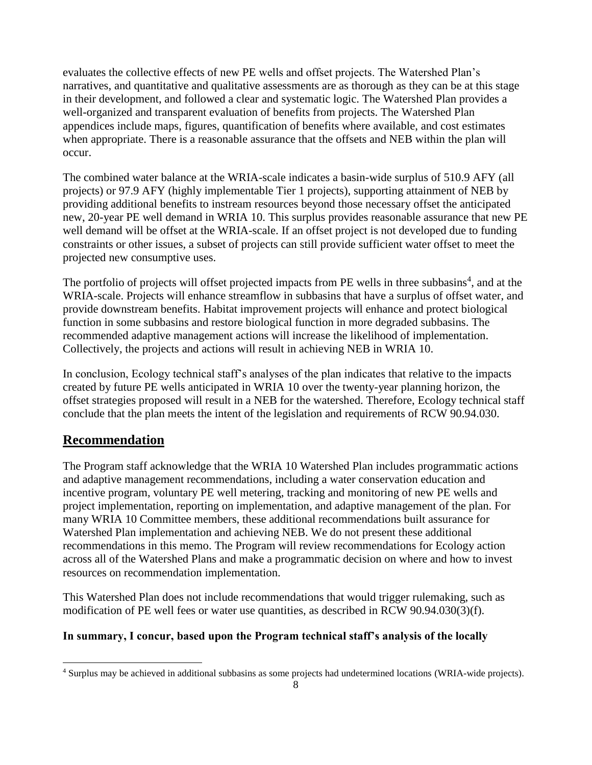evaluates the collective effects of new PE wells and offset projects. The Watershed Plan's narratives, and quantitative and qualitative assessments are as thorough as they can be at this stage in their development, and followed a clear and systematic logic. The Watershed Plan provides a well-organized and transparent evaluation of benefits from projects. The Watershed Plan appendices include maps, figures, quantification of benefits where available, and cost estimates when appropriate. There is a reasonable assurance that the offsets and NEB within the plan will occur.

The combined water balance at the WRIA-scale indicates a basin-wide surplus of 510.9 AFY (all projects) or 97.9 AFY (highly implementable Tier 1 projects), supporting attainment of NEB by providing additional benefits to instream resources beyond those necessary offset the anticipated new, 20-year PE well demand in WRIA 10. This surplus provides reasonable assurance that new PE well demand will be offset at the WRIA-scale. If an offset project is not developed due to funding constraints or other issues, a subset of projects can still provide sufficient water offset to meet the projected new consumptive uses.

The portfolio of projects will offset projected impacts from PE wells in three subbasins[4], and at the WRIA-scale. Projects will enhance streamflow in subbasins that have a surplus of offset water, and provide downstream benefits. Habitat improvement projects will enhance and protect biological function in some subbasins and restore biological function in more degraded subbasins. The recommended adaptive management actions will increase the likelihood of implementation. Collectively, the projects and actions will result in achieving NEB in WRIA 10.

In conclusion, Ecology technical staff's analyses of the plan indicates that relative to the impacts created by future PE wells anticipated in WRIA 10 over the twenty-year planning horizon, the offset strategies proposed will result in a NEB for the watershed. Therefore, Ecology technical staff conclude that the plan meets the intent of the legislation and requirements of RCW 90.94.030.

## Recommendation

The Program staff acknowledge that the WRIA 10 Watershed Plan includes programmatic actions and adaptive management recommendations, including a water conservation education and incentive program, voluntary PE well metering, tracking and monitoring of new PE wells and project implementation, reporting on implementation, and adaptive management of the plan. For many WRIA 10 Committee members, these additional recommendations built assurance for Watershed Plan implementation and achieving NEB. We do not present these additional recommendations in this memo. The Program will review recommendations for Ecology action across all of the Watershed Plans and make a programmatic decision on where and how to invest resources on recommendation implementation.

This Watershed Plan does not include recommendations that would trigger rulemaking, such as modification of PE well fees or water use quantities, as described in RCW 90.94.030(3)(f).

**In summary, I concur, based upon the Program technical staff's analysis of the locally**

[4] Surplus may be achieved in additional subbasins as some projects had undetermined locations (WRIA-wide projects).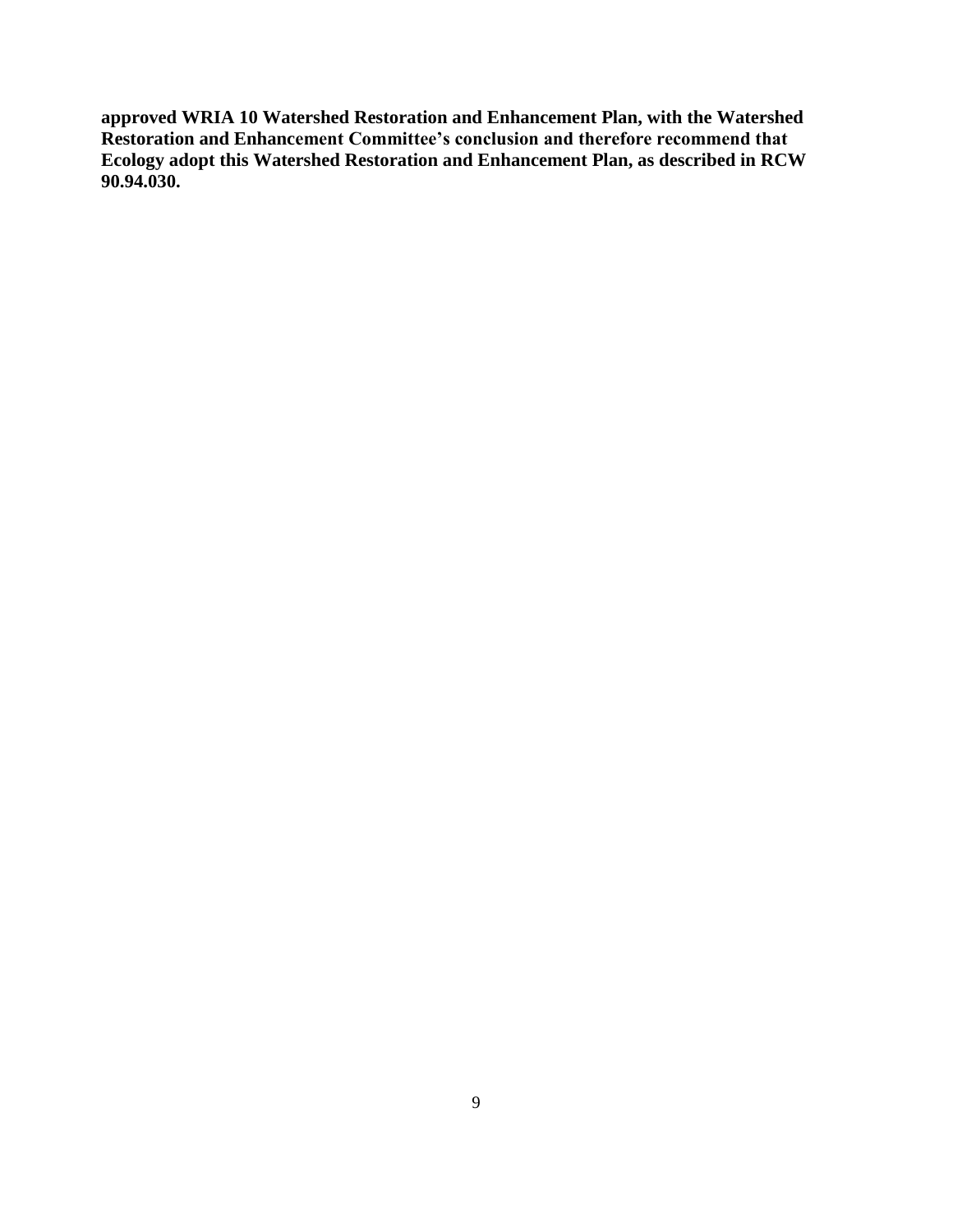**approved WRIA 10 Watershed Restoration and Enhancement Plan, with the Watershed Restoration and Enhancement Committee's conclusion and therefore recommend that Ecology adopt this Watershed Restoration and Enhancement Plan, as described in RCW 90.94.030.**